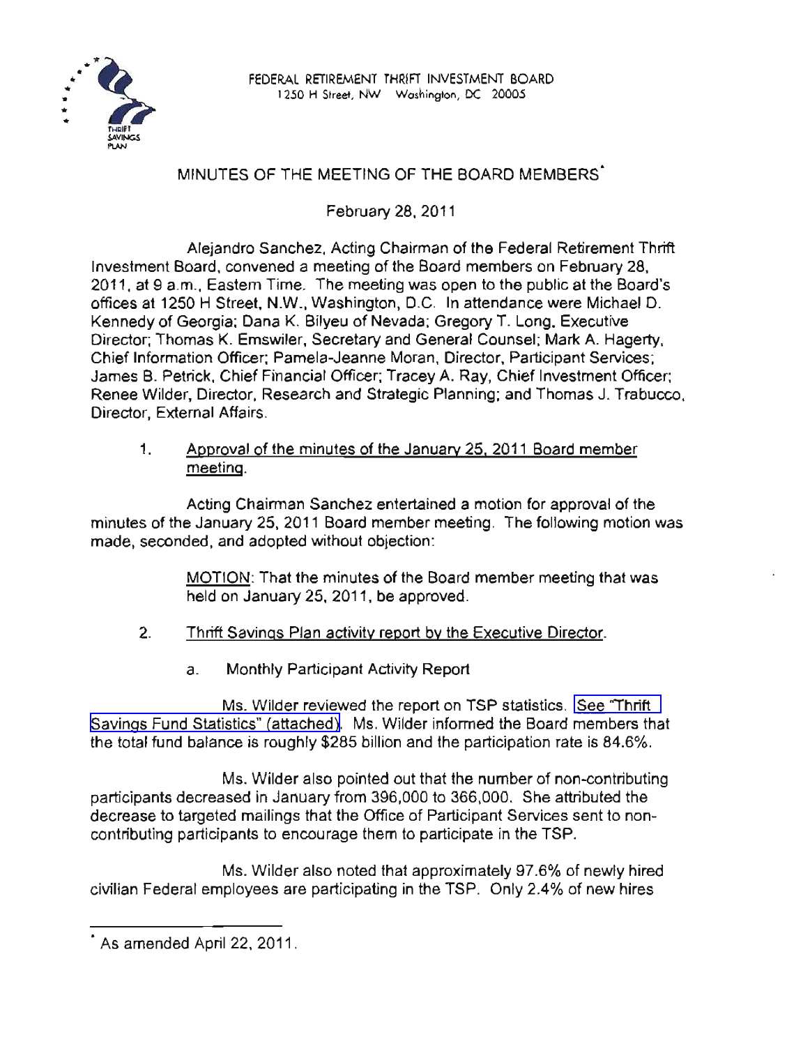FEDERAL RETIREMENT THRIFT INVESTMENT BOARD
1250 H Street, NW Washington, DC 20005

# MINUTES OF THE MEETING OF THE BOARD MEMBERS*

February 28, 2011

Alejandro Sanchez, Acting Chairman of the Federal Retirement Thrift Investment Board, convened a meeting of the Board members on February 28, 2011, at 9 a.m., Eastern Time. The meeting was open to the public at the Board's offices at 1250 H Street, N.W., Washington, D.C. In attendance were Michael D. Kennedy of Georgia; Dana K. Bilyeu of Nevada; Gregory T. Long, Executive Director; Thomas K. Emswiler, Secretary and General Counsel; Mark A. Hagerty, Chief Information Officer; Pamela-Jeanne Moran, Director, Participant Services; James B. Petrick, Chief Financial Officer; Tracey A. Ray, Chief Investment Officer; Renee Wilder, Director, Research and Strategic Planning; and Thomas J. Trabucco, Director, External Affairs.

1. Approval of the minutes of the January 25, 2011 Board member meeting.

Acting Chairman Sanchez entertained a motion for approval of the minutes of the January 25, 2011 Board member meeting. The following motion was made, seconded, and adopted without objection:

> MOTION: That the minutes of the Board member meeting that was held on January 25, 2011, be approved.

2. Thrift Savings Plan activity report by the Executive Director.

   a. Monthly Participant Activity Report

Ms. Wilder reviewed the report on TSP statistics. See "Thrift Savings Fund Statistics" (attached). Ms. Wilder informed the Board members that the total fund balance is roughly $285 billion and the participation rate is 84.6%.

Ms. Wilder also pointed out that the number of non-contributing participants decreased in January from 396,000 to 366,000. She attributed the decrease to targeted mailings that the Office of Participant Services sent to non-contributing participants to encourage them to participate in the TSP.

Ms. Wilder also noted that approximately 97.6% of newly hired civilian Federal employees are participating in the TSP. Only 2.4% of new hires

* As amended April 22, 2011.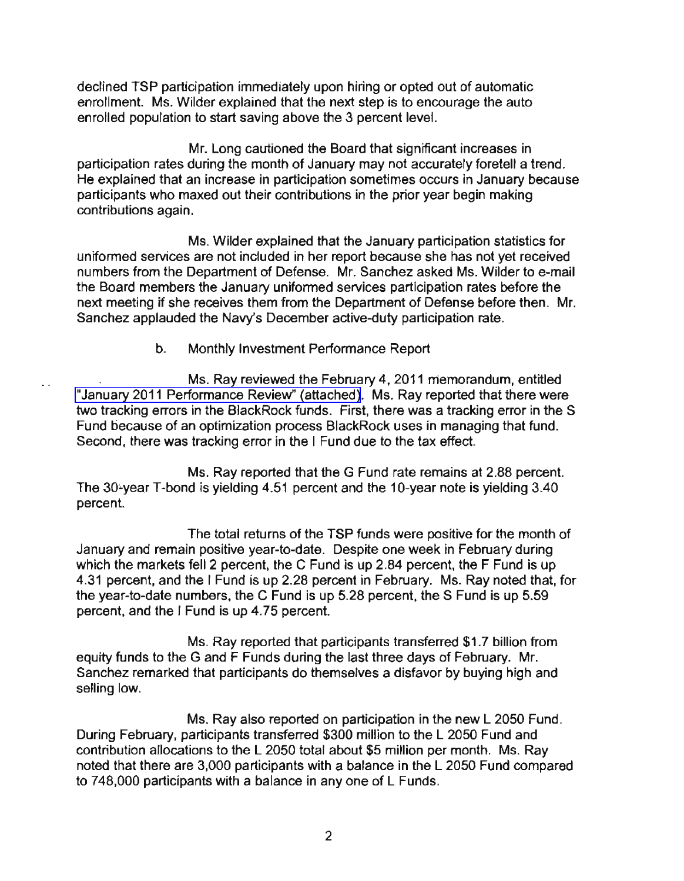declined TSP participation immediately upon hiring or opted out of automatic enrollment. Ms. Wilder explained that the next step is to encourage the auto enrolled population to start saving above the 3 percent level.

Mr. Long cautioned the Board that significant increases in participation rates during the month of January may not accurately foretell a trend. He explained that an increase in participation sometimes occurs in January because participants who maxed out their contributions in the prior year begin making contributions again.

Ms. Wilder explained that the January participation statistics for uniformed services are not included in her report because she has not yet received numbers from the Department of Defense. Mr. Sanchez asked Ms. Wilder to e-mail the Board members the January uniformed services participation rates before the next meeting if she receives them from the Department of Defense before then. Mr. Sanchez applauded the Navy's December active-duty participation rate.

b. Monthly Investment Performance Report

Ms. Ray reviewed the February 4, 2011 memorandum, entitled "January 2011 Performance Review" (attached). Ms. Ray reported that there were two tracking errors in the BlackRock funds. First, there was a tracking error in the S Fund because of an optimization process BlackRock uses in managing that fund. Second, there was tracking error in the I Fund due to the tax effect.

Ms. Ray reported that the G Fund rate remains at 2.88 percent. The 30-year T-bond is yielding 4.51 percent and the 10-year note is yielding 3.40 percent.

The total returns of the TSP funds were positive for the month of January and remain positive year-to-date. Despite one week in February during which the markets fell 2 percent, the C Fund is up 2.84 percent, the F Fund is up 4.31 percent, and the I Fund is up 2.28 percent in February. Ms. Ray noted that, for the year-to-date numbers, the C Fund is up 5.28 percent, the S Fund is up 5.59 percent, and the I Fund is up 4.75 percent.

Ms. Ray reported that participants transferred $1.7 billion from equity funds to the G and F Funds during the last three days of February. Mr. Sanchez remarked that participants do themselves a disfavor by buying high and selling low.

Ms. Ray also reported on participation in the new L 2050 Fund. During February, participants transferred $300 million to the L 2050 Fund and contribution allocations to the L 2050 total about $5 million per month. Ms. Ray noted that there are 3,000 participants with a balance in the L 2050 Fund compared to 748,000 participants with a balance in any one of L Funds.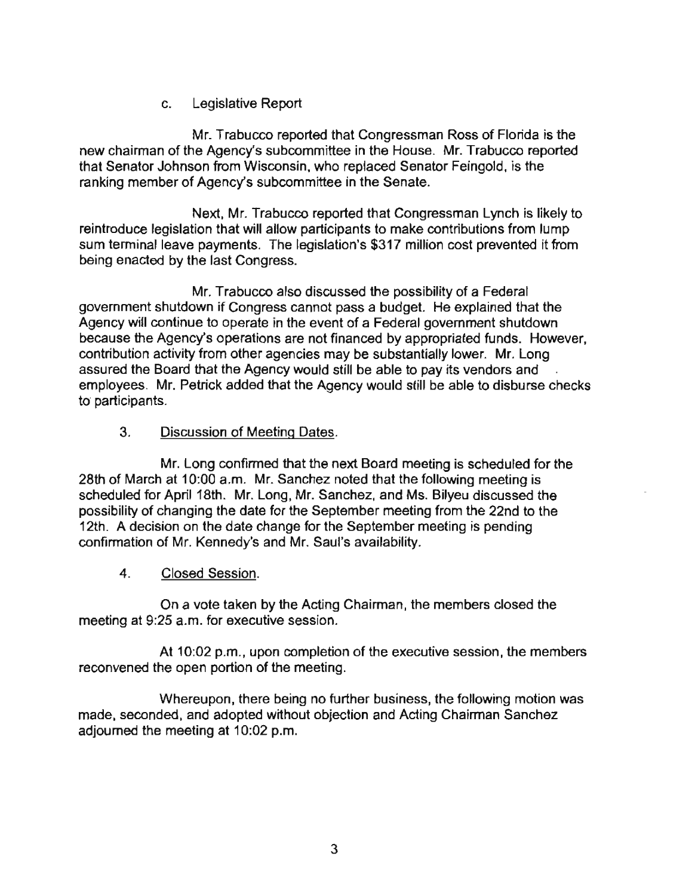c. Legislative Report

Mr. Trabucco reported that Congressman Ross of Florida is the new chairman of the Agency's subcommittee in the House. Mr. Trabucco reported that Senator Johnson from Wisconsin, who replaced Senator Feingold, is the ranking member of Agency's subcommittee in the Senate.

Next, Mr. Trabucco reported that Congressman Lynch is likely to reintroduce legislation that will allow participants to make contributions from lump sum terminal leave payments. The legislation's $317 million cost prevented it from being enacted by the last Congress.

Mr. Trabucco also discussed the possibility of a Federal government shutdown if Congress cannot pass a budget. He explained that the Agency will continue to operate in the event of a Federal government shutdown because the Agency's operations are not financed by appropriated funds. However, contribution activity from other agencies may be substantially lower. Mr. Long assured the Board that the Agency would still be able to pay its vendors and employees. Mr. Petrick added that the Agency would still be able to disburse checks to participants.

3. Discussion of Meeting Dates.

Mr. Long confirmed that the next Board meeting is scheduled for the 28th of March at 10:00 a.m. Mr. Sanchez noted that the following meeting is scheduled for April 18th. Mr. Long, Mr. Sanchez, and Ms. Bilyeu discussed the possibility of changing the date for the September meeting from the 22nd to the 12th. A decision on the date change for the September meeting is pending confirmation of Mr. Kennedy's and Mr. Saul's availability.

4. Closed Session.

On a vote taken by the Acting Chairman, the members closed the meeting at 9:25 a.m. for executive session.

At 10:02 p.m., upon completion of the executive session, the members reconvened the open portion of the meeting.

Whereupon, there being no further business, the following motion was made, seconded, and adopted without objection and Acting Chairman Sanchez adjourned the meeting at 10:02 p.m.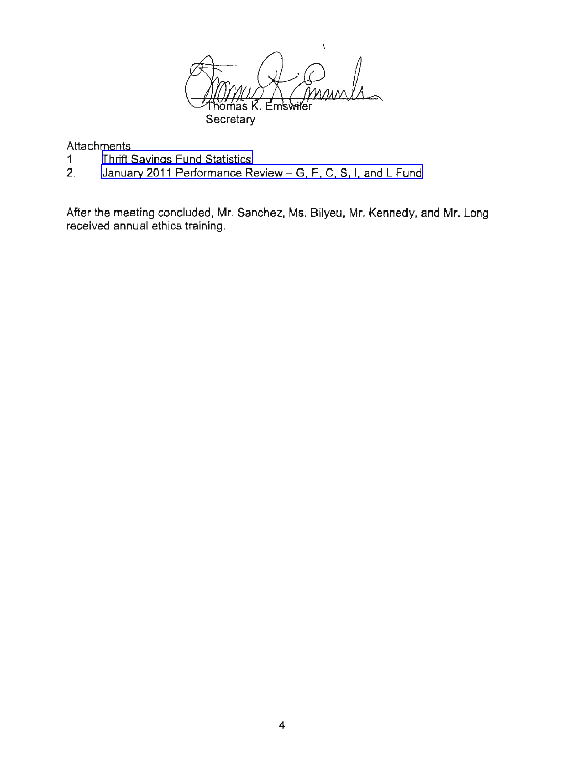Thomas K. Emswiler
Secretary

Attachments

1 Thrift Savings Fund Statistics
2. January 2011 Performance Review – G, F, C, S, I, and L Fund

After the meeting concluded, Mr. Sanchez, Ms. Bilyeu, Mr. Kennedy, and Mr. Long received annual ethics training.